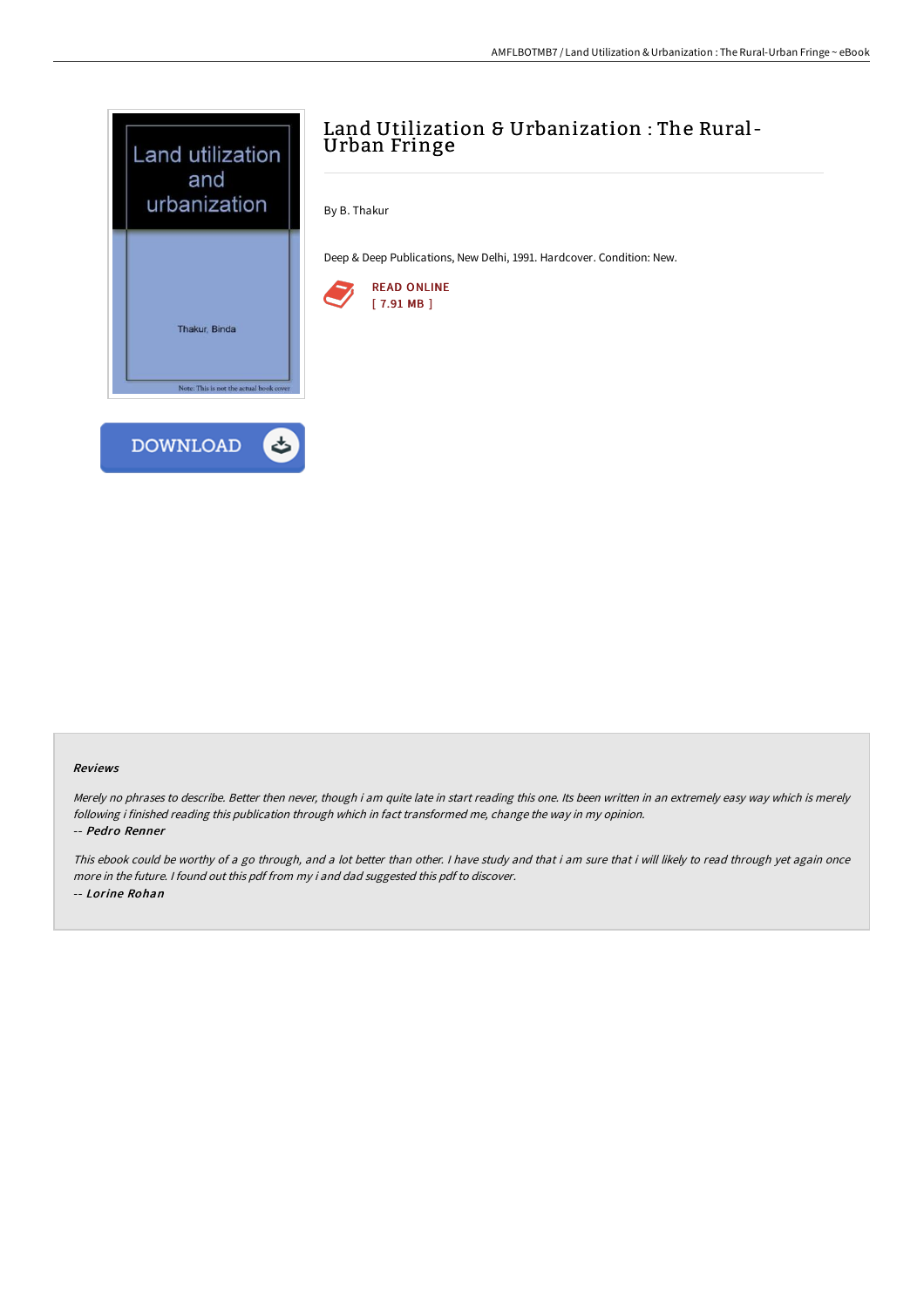# Land Utilization & Urbanization : The Rural-Urban Fringe

By B. Thakur

Deep & Deep Publications, New Delhi, 1991. Hardcover. Condition: New.

READ ONLINE
[ 7.91 MB ]

DOWNLOAD

### Reviews

*Merely no phrases to describe. Better then never, though i am quite late in start reading this one. Its been written in an extremely easy way which is merely following i finished reading this publication through which in fact transformed me, change the way in my opinion.*

*-- Pedro Renner*

*This ebook could be worthy of a go through, and a lot better than other. I have study and that i am sure that i will likely to read through yet again once more in the future. I found out this pdf from my i and dad suggested this pdf to discover.*

*-- Lorine Rohan*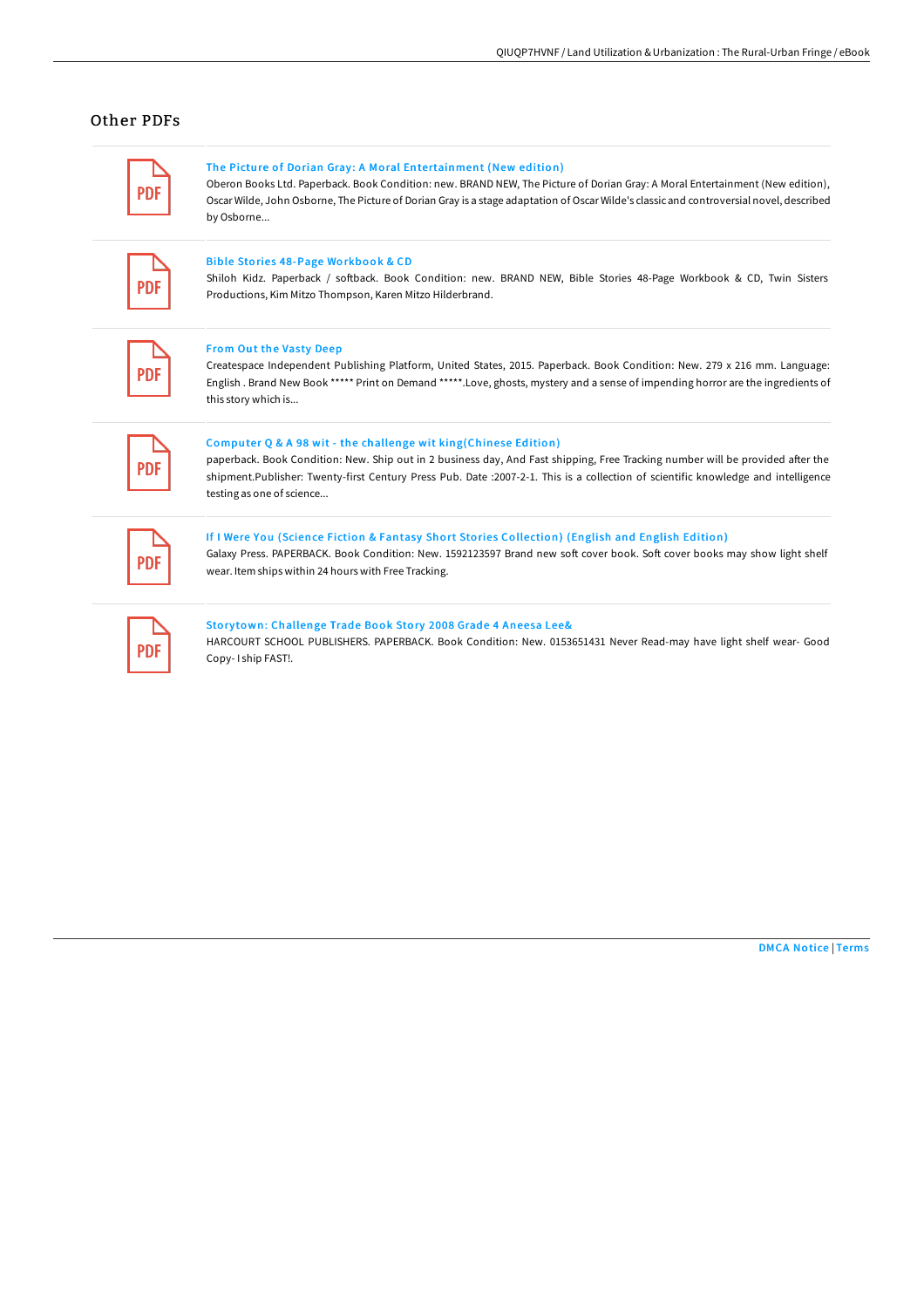## Other PDFs

PDF

### The Picture of Dorian Gray: A Moral Entertainment (New edition)

Oberon Books Ltd. Paperback. Book Condition: new. BRAND NEW, The Picture of Dorian Gray: A Moral Entertainment (New edition), Oscar Wilde, John Osborne, The Picture of Dorian Gray is a stage adaptation of Oscar Wilde's classic and controversial novel, described by Osborne...

PDF

### Bible Stories 48-Page Workbook & CD

Shiloh Kidz. Paperback / softback. Book Condition: new. BRAND NEW, Bible Stories 48-Page Workbook & CD, Twin Sisters Productions, Kim Mitzo Thompson, Karen Mitzo Hilderbrand.

PDF

### From Out the Vasty Deep

Createspace Independent Publishing Platform, United States, 2015. Paperback. Book Condition: New. 279 x 216 mm. Language: English . Brand New Book ***** Print on Demand *****.Love, ghosts, mystery and a sense of impending horror are the ingredients of this story which is...

PDF

### Computer Q & A 98 wit - the challenge wit king(Chinese Edition)

paperback. Book Condition: New. Ship out in 2 business day, And Fast shipping, Free Tracking number will be provided after the shipment.Publisher: Twenty-first Century Press Pub. Date :2007-2-1. This is a collection of scientific knowledge and intelligence testing as one of science...

PDF

### If I Were You (Science Fiction & Fantasy Short Stories Collection) (English and English Edition)

Galaxy Press. PAPERBACK. Book Condition: New. 1592123597 Brand new soft cover book. Soft cover books may show light shelf wear. Item ships within 24 hours with Free Tracking.

PDF

### Storytown: Challenge Trade Book Story 2008 Grade 4 Aneesa Lee&

HARCOURT SCHOOL PUBLISHERS. PAPERBACK. Book Condition: New. 0153651431 Never Read-may have light shelf wear- Good Copy- I ship FAST!.

DMCA Notice | Terms